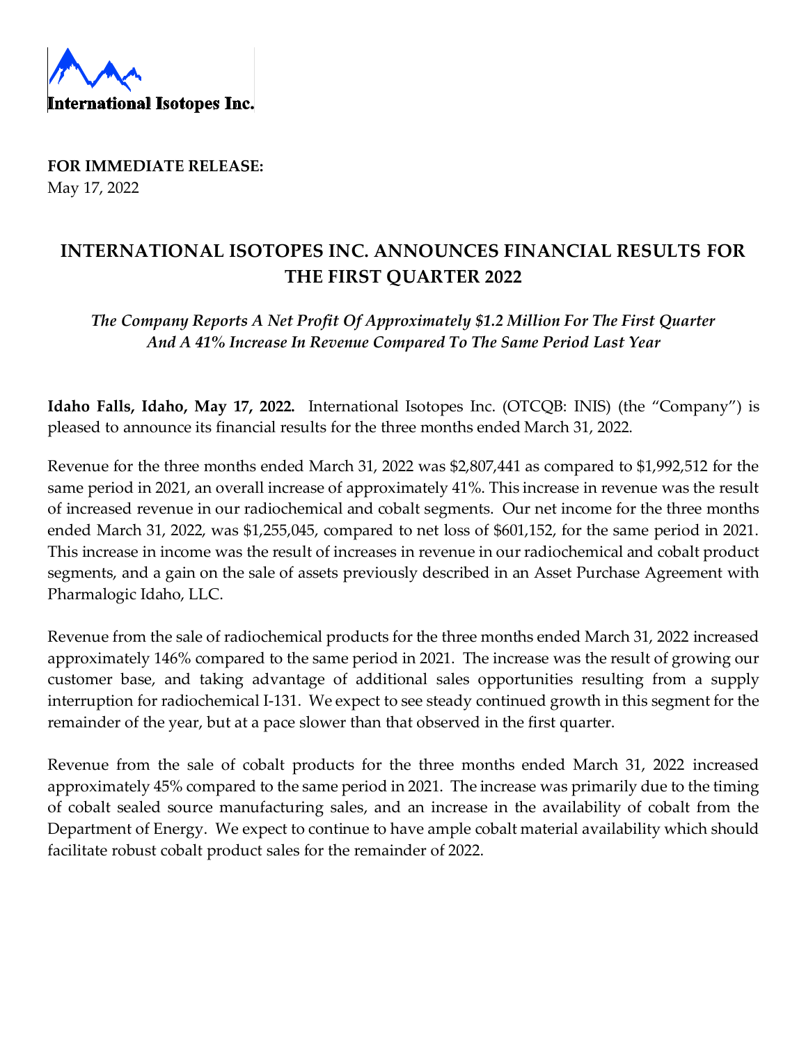International Isotopes Inc.

**FOR IMMEDIATE RELEASE:**
May 17, 2022

# INTERNATIONAL ISOTOPES INC. ANNOUNCES FINANCIAL RESULTS FOR THE FIRST QUARTER 2022

***The Company Reports A Net Profit Of Approximately $1.2 Million For The First Quarter And A 41% Increase In Revenue Compared To The Same Period Last Year***

**Idaho Falls, Idaho, May 17, 2022.** International Isotopes Inc. (OTCQB: INIS) (the "Company") is pleased to announce its financial results for the three months ended March 31, 2022.

Revenue for the three months ended March 31, 2022 was $2,807,441 as compared to $1,992,512 for the same period in 2021, an overall increase of approximately 41%. This increase in revenue was the result of increased revenue in our radiochemical and cobalt segments. Our net income for the three months ended March 31, 2022, was $1,255,045, compared to net loss of $601,152, for the same period in 2021. This increase in income was the result of increases in revenue in our radiochemical and cobalt product segments, and a gain on the sale of assets previously described in an Asset Purchase Agreement with Pharmalogic Idaho, LLC.

Revenue from the sale of radiochemical products for the three months ended March 31, 2022 increased approximately 146% compared to the same period in 2021. The increase was the result of growing our customer base, and taking advantage of additional sales opportunities resulting from a supply interruption for radiochemical I-131. We expect to see steady continued growth in this segment for the remainder of the year, but at a pace slower than that observed in the first quarter.

Revenue from the sale of cobalt products for the three months ended March 31, 2022 increased approximately 45% compared to the same period in 2021. The increase was primarily due to the timing of cobalt sealed source manufacturing sales, and an increase in the availability of cobalt from the Department of Energy. We expect to continue to have ample cobalt material availability which should facilitate robust cobalt product sales for the remainder of 2022.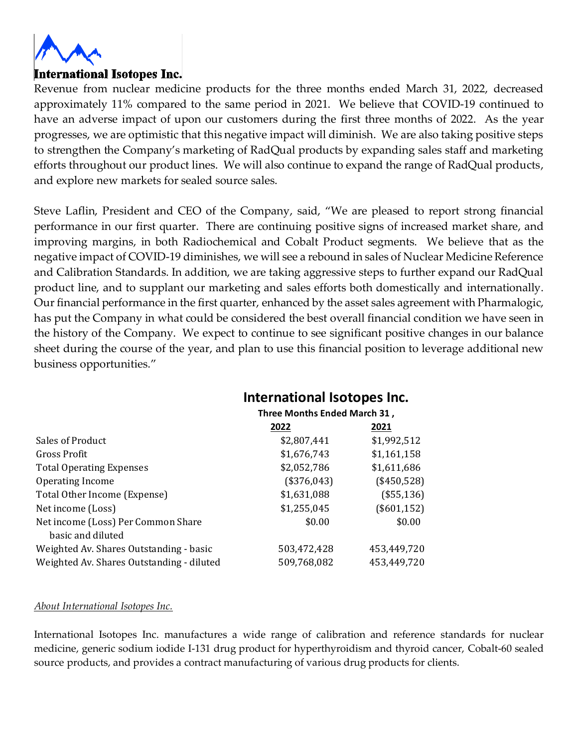**International Isotopes Inc.**

Revenue from nuclear medicine products for the three months ended March 31, 2022, decreased approximately 11% compared to the same period in 2021. We believe that COVID-19 continued to have an adverse impact of upon our customers during the first three months of 2022. As the year progresses, we are optimistic that this negative impact will diminish. We are also taking positive steps to strengthen the Company's marketing of RadQual products by expanding sales staff and marketing efforts throughout our product lines. We will also continue to expand the range of RadQual products, and explore new markets for sealed source sales.

Steve Laflin, President and CEO of the Company, said, "We are pleased to report strong financial performance in our first quarter. There are continuing positive signs of increased market share, and improving margins, in both Radiochemical and Cobalt Product segments. We believe that as the negative impact of COVID-19 diminishes, we will see a rebound in sales of Nuclear Medicine Reference and Calibration Standards. In addition, we are taking aggressive steps to further expand our RadQual product line, and to supplant our marketing and sales efforts both domestically and internationally. Our financial performance in the first quarter, enhanced by the asset sales agreement with Pharmalogic, has put the Company in what could be considered the best overall financial condition we have seen in the history of the Company. We expect to continue to see significant positive changes in our balance sheet during the course of the year, and plan to use this financial position to leverage additional new business opportunities."

## International Isotopes Inc.

| | Three Months Ended March 31 , | |
|---|---|---|
| | **2022** | **2021** |
| Sales of Product | $2,807,441 | $1,992,512 |
| Gross Profit | $1,676,743 | $1,161,158 |
| Total Operating Expenses | $2,052,786 | $1,611,686 |
| Operating Income | ($376,043) | ($450,528) |
| Total Other Income (Expense) | $1,631,088 | ($55,136) |
| Net income (Loss) | $1,255,045 | ($601,152) |
| Net income (Loss) Per Common Share basic and diluted | $0.00 | $0.00 |
| Weighted Av. Shares Outstanding - basic | 503,472,428 | 453,449,720 |
| Weighted Av. Shares Outstanding - diluted | 509,768,082 | 453,449,720 |

*About International Isotopes Inc.*

International Isotopes Inc. manufactures a wide range of calibration and reference standards for nuclear medicine, generic sodium iodide I-131 drug product for hyperthyroidism and thyroid cancer, Cobalt-60 sealed source products, and provides a contract manufacturing of various drug products for clients.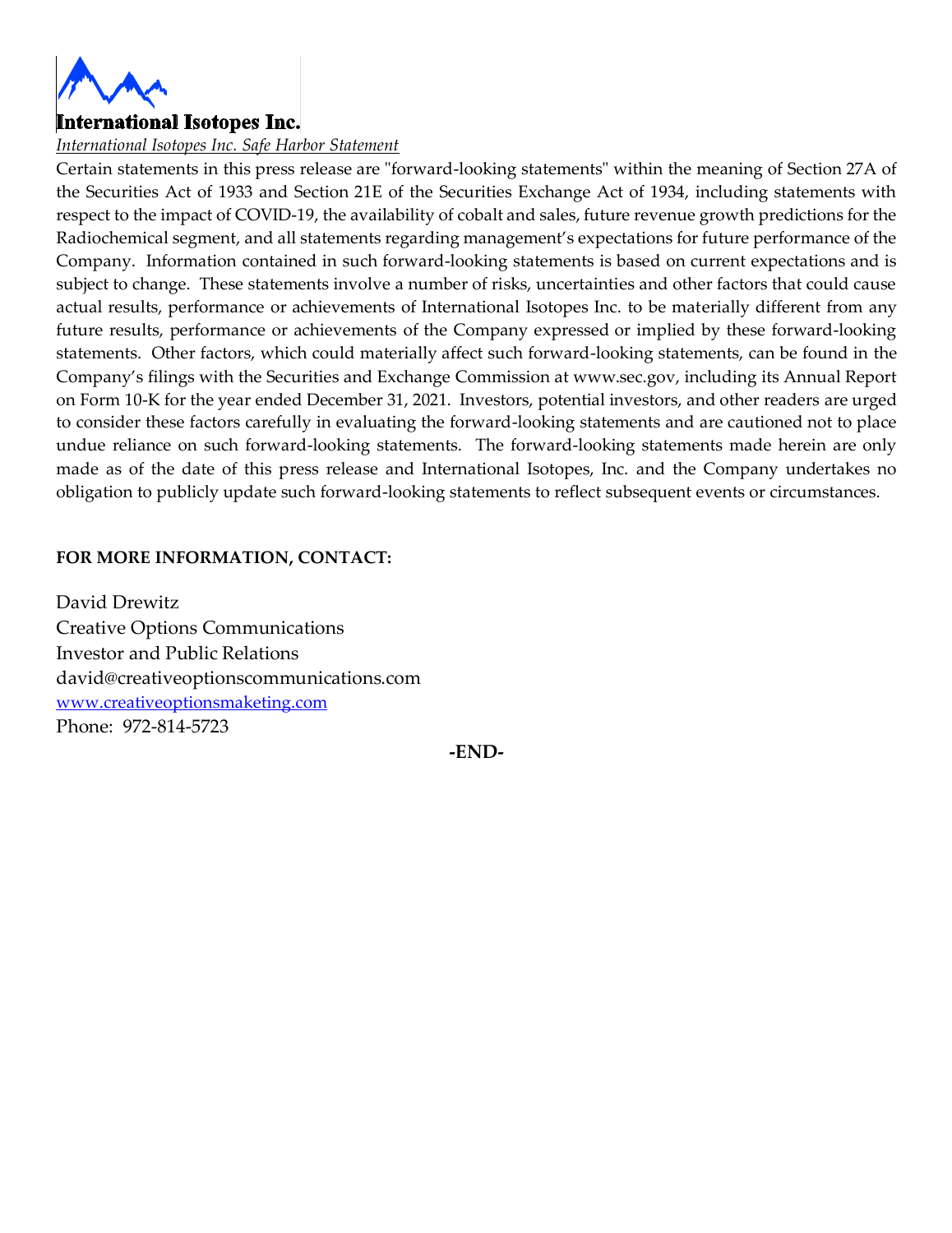**International Isotopes Inc.**

*International Isotopes Inc. Safe Harbor Statement*

Certain statements in this press release are "forward-looking statements" within the meaning of Section 27A of the Securities Act of 1933 and Section 21E of the Securities Exchange Act of 1934, including statements with respect to the impact of COVID-19, the availability of cobalt and sales, future revenue growth predictions for the Radiochemical segment, and all statements regarding management's expectations for future performance of the Company. Information contained in such forward-looking statements is based on current expectations and is subject to change. These statements involve a number of risks, uncertainties and other factors that could cause actual results, performance or achievements of International Isotopes Inc. to be materially different from any future results, performance or achievements of the Company expressed or implied by these forward-looking statements. Other factors, which could materially affect such forward-looking statements, can be found in the Company's filings with the Securities and Exchange Commission at www.sec.gov, including its Annual Report on Form 10-K for the year ended December 31, 2021. Investors, potential investors, and other readers are urged to consider these factors carefully in evaluating the forward-looking statements and are cautioned not to place undue reliance on such forward-looking statements. The forward-looking statements made herein are only made as of the date of this press release and International Isotopes, Inc. and the Company undertakes no obligation to publicly update such forward-looking statements to reflect subsequent events or circumstances.

**FOR MORE INFORMATION, CONTACT:**

David Drewitz
Creative Options Communications
Investor and Public Relations
david@creativeoptionscommunications.com
www.creativeoptionsmaketing.com
Phone: 972-814-5723

**-END-**